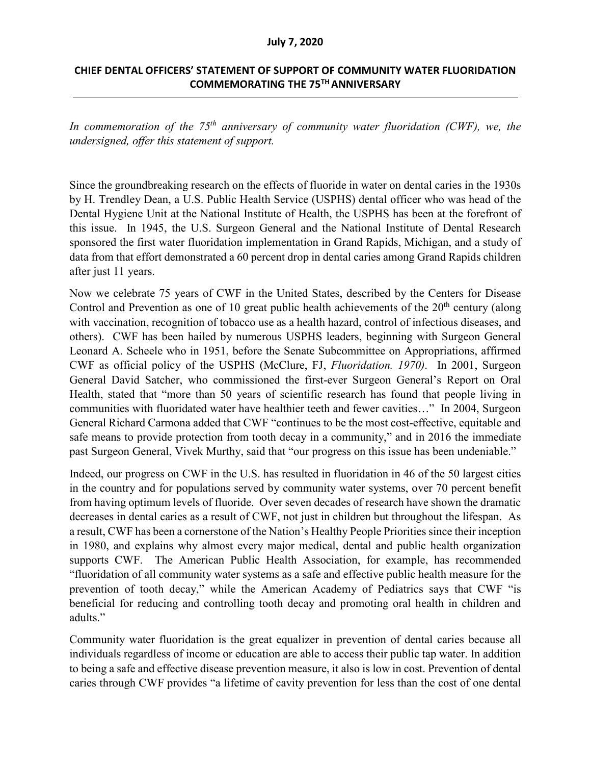**July 7, 2020**

# CHIEF DENTAL OFFICERS' STATEMENT OF SUPPORT OF COMMUNITY WATER FLUORIDATION COMMEMORATING THE 75TH ANNIVERSARY

*In commemoration of the 75th anniversary of community water fluoridation (CWF), we, the undersigned, offer this statement of support.*

Since the groundbreaking research on the effects of fluoride in water on dental caries in the 1930s by H. Trendley Dean, a U.S. Public Health Service (USPHS) dental officer who was head of the Dental Hygiene Unit at the National Institute of Health, the USPHS has been at the forefront of this issue. In 1945, the U.S. Surgeon General and the National Institute of Dental Research sponsored the first water fluoridation implementation in Grand Rapids, Michigan, and a study of data from that effort demonstrated a 60 percent drop in dental caries among Grand Rapids children after just 11 years.

Now we celebrate 75 years of CWF in the United States, described by the Centers for Disease Control and Prevention as one of 10 great public health achievements of the 20th century (along with vaccination, recognition of tobacco use as a health hazard, control of infectious diseases, and others). CWF has been hailed by numerous USPHS leaders, beginning with Surgeon General Leonard A. Scheele who in 1951, before the Senate Subcommittee on Appropriations, affirmed CWF as official policy of the USPHS (McClure, FJ, *Fluoridation. 1970)*. In 2001, Surgeon General David Satcher, who commissioned the first-ever Surgeon General's Report on Oral Health, stated that "more than 50 years of scientific research has found that people living in communities with fluoridated water have healthier teeth and fewer cavities…" In 2004, Surgeon General Richard Carmona added that CWF "continues to be the most cost-effective, equitable and safe means to provide protection from tooth decay in a community," and in 2016 the immediate past Surgeon General, Vivek Murthy, said that "our progress on this issue has been undeniable."

Indeed, our progress on CWF in the U.S. has resulted in fluoridation in 46 of the 50 largest cities in the country and for populations served by community water systems, over 70 percent benefit from having optimum levels of fluoride. Over seven decades of research have shown the dramatic decreases in dental caries as a result of CWF, not just in children but throughout the lifespan. As a result, CWF has been a cornerstone of the Nation's Healthy People Priorities since their inception in 1980, and explains why almost every major medical, dental and public health organization supports CWF. The American Public Health Association, for example, has recommended "fluoridation of all community water systems as a safe and effective public health measure for the prevention of tooth decay," while the American Academy of Pediatrics says that CWF "is beneficial for reducing and controlling tooth decay and promoting oral health in children and adults."

Community water fluoridation is the great equalizer in prevention of dental caries because all individuals regardless of income or education are able to access their public tap water. In addition to being a safe and effective disease prevention measure, it also is low in cost. Prevention of dental caries through CWF provides "a lifetime of cavity prevention for less than the cost of one dental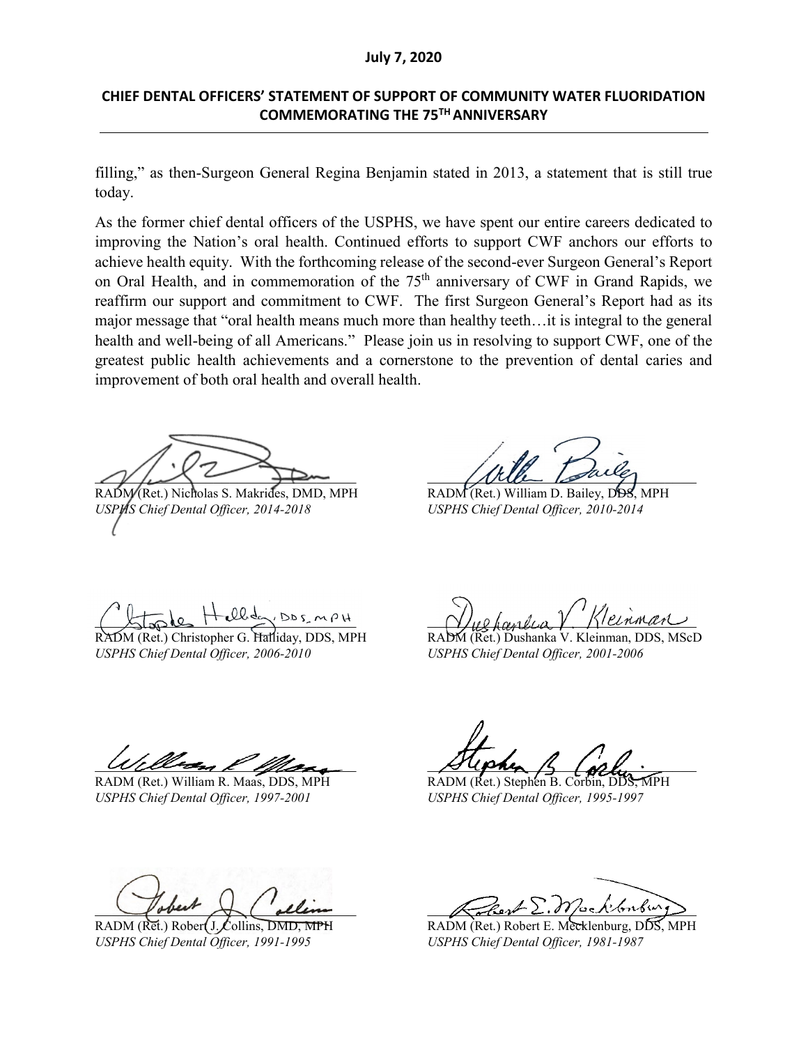filling," as then-Surgeon General Regina Benjamin stated in 2013, a statement that is still true today.

As the former chief dental officers of the USPHS, we have spent our entire careers dedicated to improving the Nation's oral health. Continued efforts to support CWF anchors our efforts to achieve health equity. With the forthcoming release of the second-ever Surgeon General's Report on Oral Health, and in commemoration of the 75th anniversary of CWF in Grand Rapids, we reaffirm our support and commitment to CWF. The first Surgeon General's Report had as its major message that "oral health means much more than healthy teeth…it is integral to the general health and well-being of all Americans." Please join us in resolving to support CWF, one of the greatest public health achievements and a cornerstone to the prevention of dental caries and improvement of both oral health and overall health.

RADM (Ret.) Nicholas S. Makrides, DMD, MPH
*USPHS Chief Dental Officer, 2014-2018*

RADM (Ret.) William D. Bailey, DDS, MPH
*USPHS Chief Dental Officer, 2010-2014*

RADM (Ret.) Christopher G. Halliday, DDS, MPH
*USPHS Chief Dental Officer, 2006-2010*

RADM (Ret.) Dushanka V. Kleinman, DDS, MScD
*USPHS Chief Dental Officer, 2001-2006*

RADM (Ret.) William R. Maas, DDS, MPH
*USPHS Chief Dental Officer, 1997-2001*

RADM (Ret.) Stephen B. Corbin, DDS, MPH
*USPHS Chief Dental Officer, 1995-1997*

RADM (Ret.) Robert J. Collins, DMD, MPH
*USPHS Chief Dental Officer, 1991-1995*

RADM (Ret.) Robert E. Mecklenburg, DDS, MPH
*USPHS Chief Dental Officer, 1981-1987*